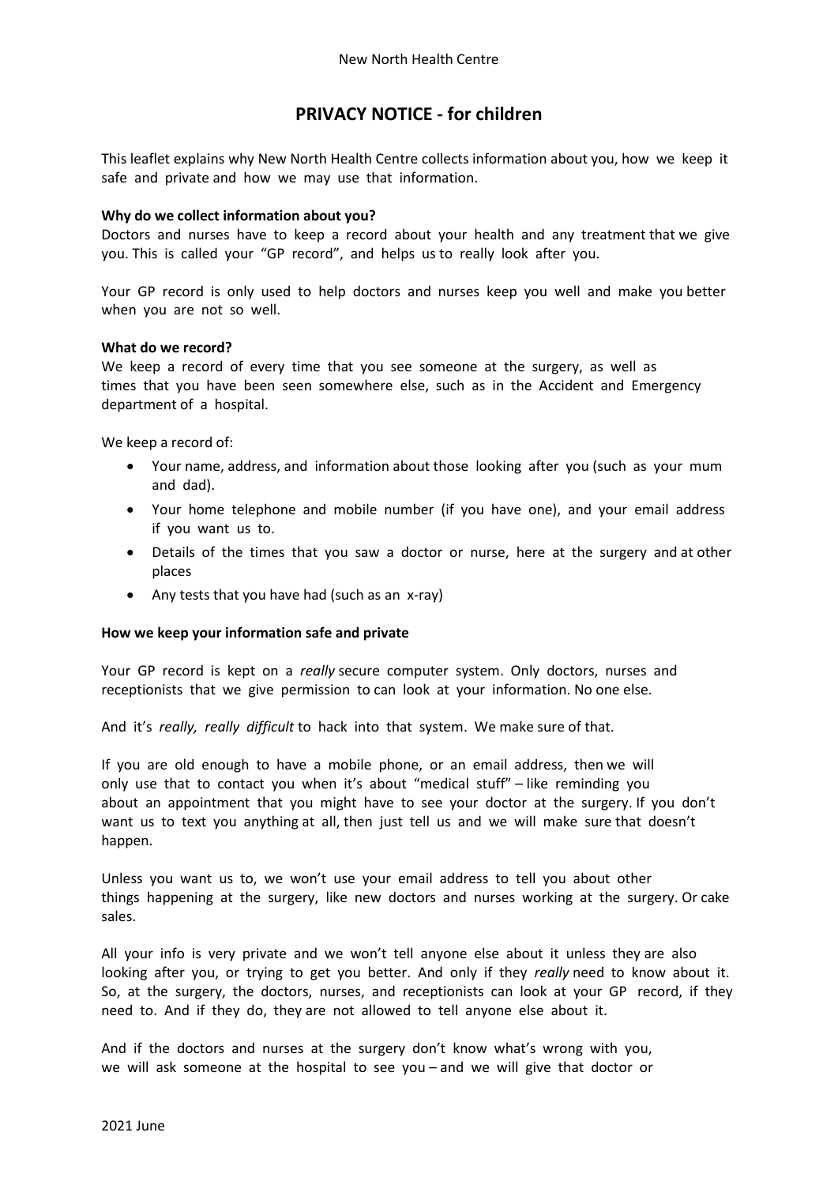New North Health Centre

# PRIVACY NOTICE - for children

This leaflet explains why New North Health Centre collects information about you, how we keep it safe and private and how we may use that information.

**Why do we collect information about you?**

Doctors and nurses have to keep a record about your health and any treatment that we give you. This is called your "GP record", and helps us to really look after you.

Your GP record is only used to help doctors and nurses keep you well and make you better when you are not so well.

**What do we record?**

We keep a record of every time that you see someone at the surgery, as well as times that you have been seen somewhere else, such as in the Accident and Emergency department of a hospital.

We keep a record of:

- Your name, address, and information about those looking after you (such as your mum and dad).
- Your home telephone and mobile number (if you have one), and your email address if you want us to.
- Details of the times that you saw a doctor or nurse, here at the surgery and at other places
- Any tests that you have had (such as an x-ray)

**How we keep your information safe and private**

Your GP record is kept on a *really* secure computer system. Only doctors, nurses and receptionists that we give permission to can look at your information. No one else.

And it's *really, really difficult* to hack into that system. We make sure of that.

If you are old enough to have a mobile phone, or an email address, then we will only use that to contact you when it's about "medical stuff" – like reminding you about an appointment that you might have to see your doctor at the surgery. If you don't want us to text you anything at all, then just tell us and we will make sure that doesn't happen.

Unless you want us to, we won't use your email address to tell you about other things happening at the surgery, like new doctors and nurses working at the surgery. Or cake sales.

All your info is very private and we won't tell anyone else about it unless they are also looking after you, or trying to get you better. And only if they *really* need to know about it. So, at the surgery, the doctors, nurses, and receptionists can look at your GP record, if they need to. And if they do, they are not allowed to tell anyone else about it.

And if the doctors and nurses at the surgery don't know what's wrong with you, we will ask someone at the hospital to see you – and we will give that doctor or

2021 June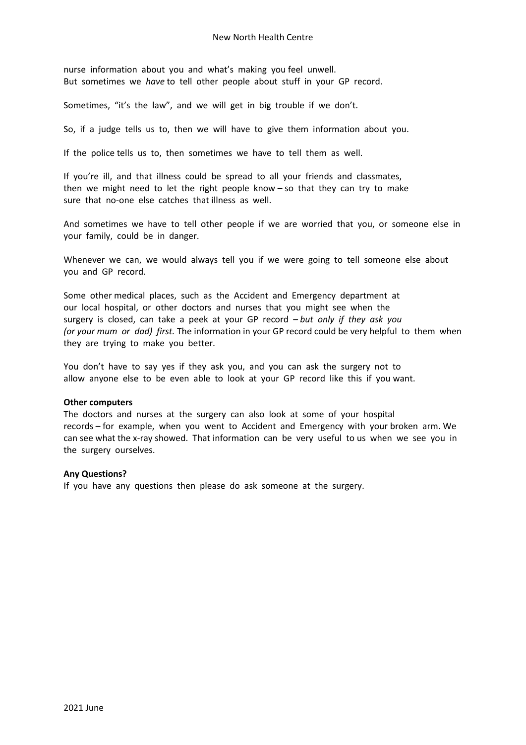nurse information about you and what's making you feel unwell.
But sometimes we *have* to tell other people about stuff in your GP record.

Sometimes, "it's the law", and we will get in big trouble if we don't.

So, if a judge tells us to, then we will have to give them information about you.

If the police tells us to, then sometimes we have to tell them as well.

If you're ill, and that illness could be spread to all your friends and classmates, then we might need to let the right people know – so that they can try to make sure that no-one else catches that illness as well.

And sometimes we have to tell other people if we are worried that you, or someone else in your family, could be in danger.

Whenever we can, we would always tell you if we were going to tell someone else about you and GP record.

Some other medical places, such as the Accident and Emergency department at our local hospital, or other doctors and nurses that you might see when the surgery is closed, can take a peek at your GP record – *but only if they ask you (or your mum or dad) first.* The information in your GP record could be very helpful to them when they are trying to make you better.

You don't have to say yes if they ask you, and you can ask the surgery not to allow anyone else to be even able to look at your GP record like this if you want.

**Other computers**
The doctors and nurses at the surgery can also look at some of your hospital records – for example, when you went to Accident and Emergency with your broken arm. We can see what the x-ray showed. That information can be very useful to us when we see you in the surgery ourselves.

**Any Questions?**
If you have any questions then please do ask someone at the surgery.

2021 June